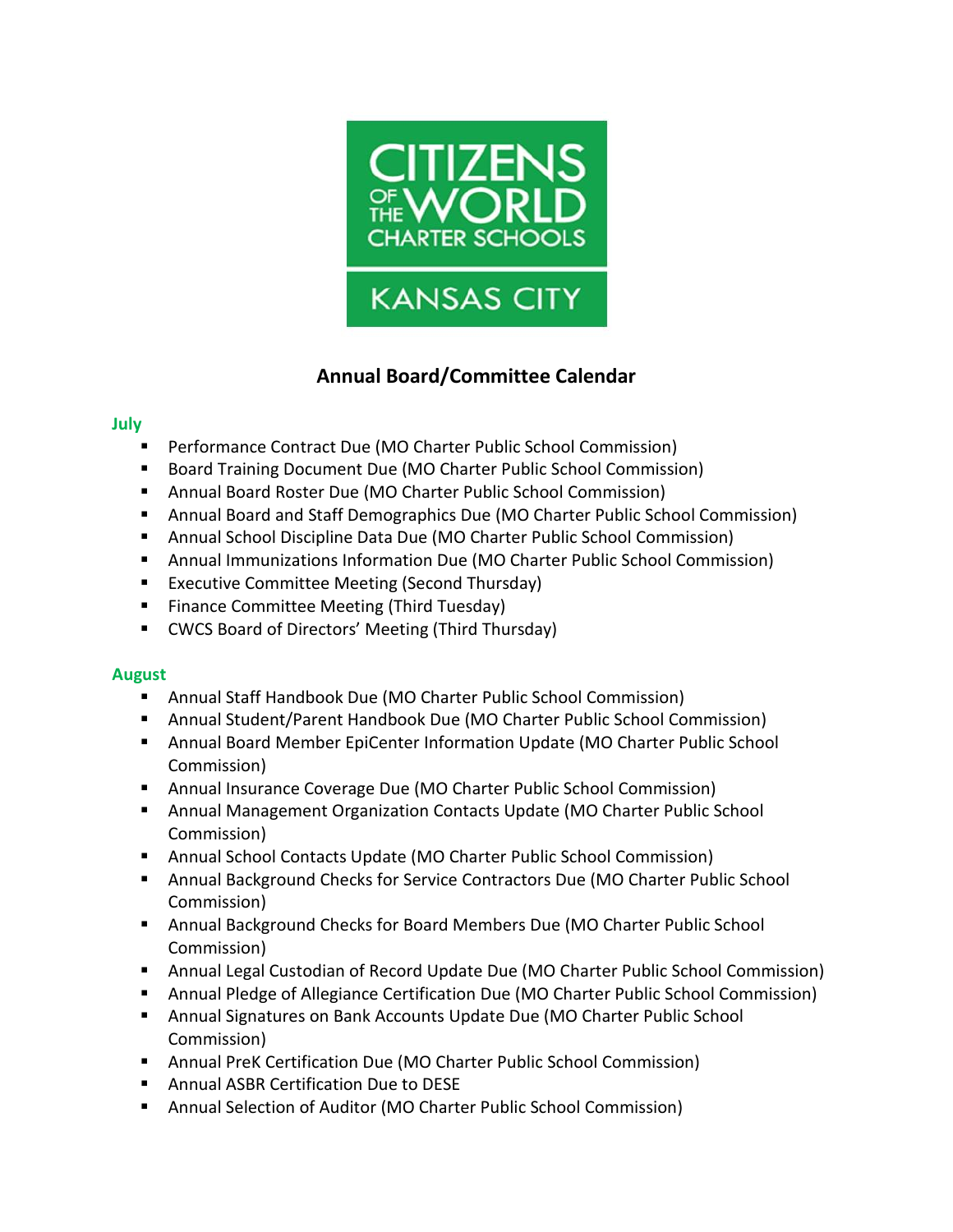CITIZENS OF THE WORLD CHARTER SCHOOLS

KANSAS CITY

# Annual Board/Committee Calendar

## July

- Performance Contract Due (MO Charter Public School Commission)
- Board Training Document Due (MO Charter Public School Commission)
- Annual Board Roster Due (MO Charter Public School Commission)
- Annual Board and Staff Demographics Due (MO Charter Public School Commission)
- Annual School Discipline Data Due (MO Charter Public School Commission)
- Annual Immunizations Information Due (MO Charter Public School Commission)
- Executive Committee Meeting (Second Thursday)
- Finance Committee Meeting (Third Tuesday)
- CWCS Board of Directors' Meeting (Third Thursday)

## August

- Annual Staff Handbook Due (MO Charter Public School Commission)
- Annual Student/Parent Handbook Due (MO Charter Public School Commission)
- Annual Board Member EpiCenter Information Update (MO Charter Public School Commission)
- Annual Insurance Coverage Due (MO Charter Public School Commission)
- Annual Management Organization Contacts Update (MO Charter Public School Commission)
- Annual School Contacts Update (MO Charter Public School Commission)
- Annual Background Checks for Service Contractors Due (MO Charter Public School Commission)
- Annual Background Checks for Board Members Due (MO Charter Public School Commission)
- Annual Legal Custodian of Record Update Due (MO Charter Public School Commission)
- Annual Pledge of Allegiance Certification Due (MO Charter Public School Commission)
- Annual Signatures on Bank Accounts Update Due (MO Charter Public School Commission)
- Annual PreK Certification Due (MO Charter Public School Commission)
- Annual ASBR Certification Due to DESE
- Annual Selection of Auditor (MO Charter Public School Commission)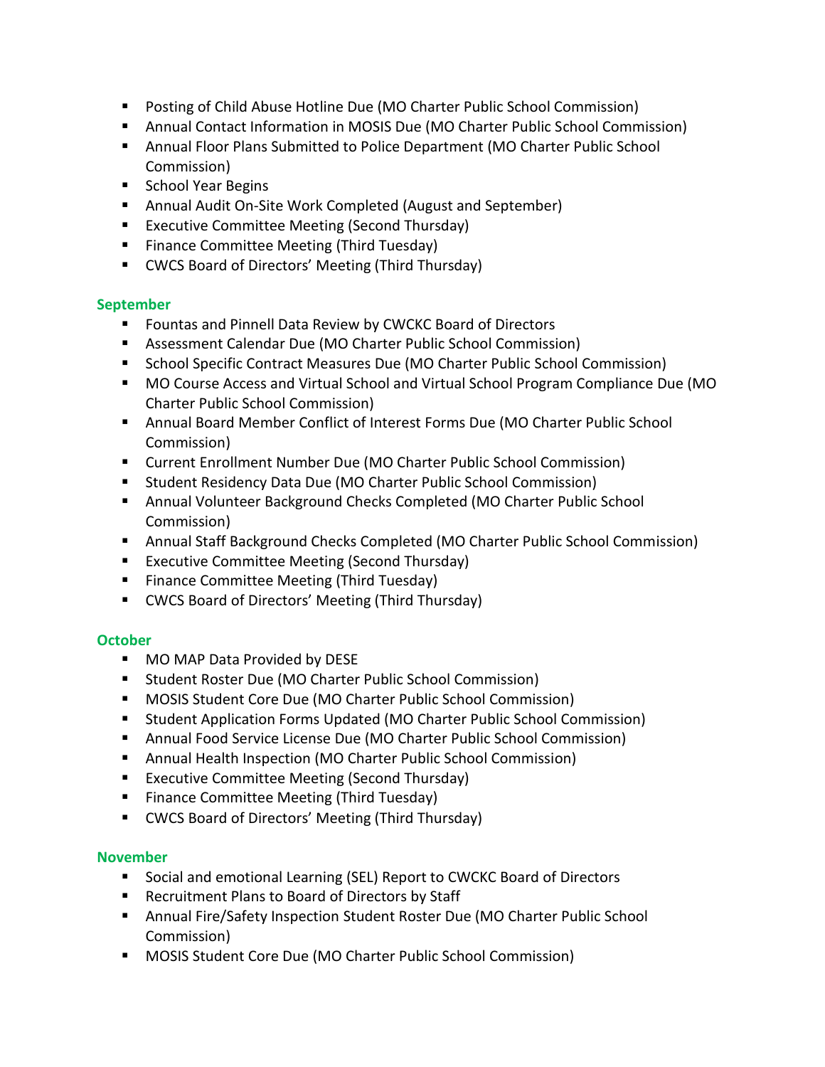- Posting of Child Abuse Hotline Due (MO Charter Public School Commission)
- Annual Contact Information in MOSIS Due (MO Charter Public School Commission)
- Annual Floor Plans Submitted to Police Department (MO Charter Public School Commission)
- School Year Begins
- Annual Audit On-Site Work Completed (August and September)
- Executive Committee Meeting (Second Thursday)
- Finance Committee Meeting (Third Tuesday)
- CWCS Board of Directors' Meeting (Third Thursday)

### September

- Fountas and Pinnell Data Review by CWCKC Board of Directors
- Assessment Calendar Due (MO Charter Public School Commission)
- School Specific Contract Measures Due (MO Charter Public School Commission)
- MO Course Access and Virtual School and Virtual School Program Compliance Due (MO Charter Public School Commission)
- Annual Board Member Conflict of Interest Forms Due (MO Charter Public School Commission)
- Current Enrollment Number Due (MO Charter Public School Commission)
- Student Residency Data Due (MO Charter Public School Commission)
- Annual Volunteer Background Checks Completed (MO Charter Public School Commission)
- Annual Staff Background Checks Completed (MO Charter Public School Commission)
- Executive Committee Meeting (Second Thursday)
- Finance Committee Meeting (Third Tuesday)
- CWCS Board of Directors' Meeting (Third Thursday)

### October

- MO MAP Data Provided by DESE
- Student Roster Due (MO Charter Public School Commission)
- MOSIS Student Core Due (MO Charter Public School Commission)
- Student Application Forms Updated (MO Charter Public School Commission)
- Annual Food Service License Due (MO Charter Public School Commission)
- Annual Health Inspection (MO Charter Public School Commission)
- Executive Committee Meeting (Second Thursday)
- Finance Committee Meeting (Third Tuesday)
- CWCS Board of Directors' Meeting (Third Thursday)

### November

- Social and emotional Learning (SEL) Report to CWCKC Board of Directors
- Recruitment Plans to Board of Directors by Staff
- Annual Fire/Safety Inspection Student Roster Due (MO Charter Public School Commission)
- MOSIS Student Core Due (MO Charter Public School Commission)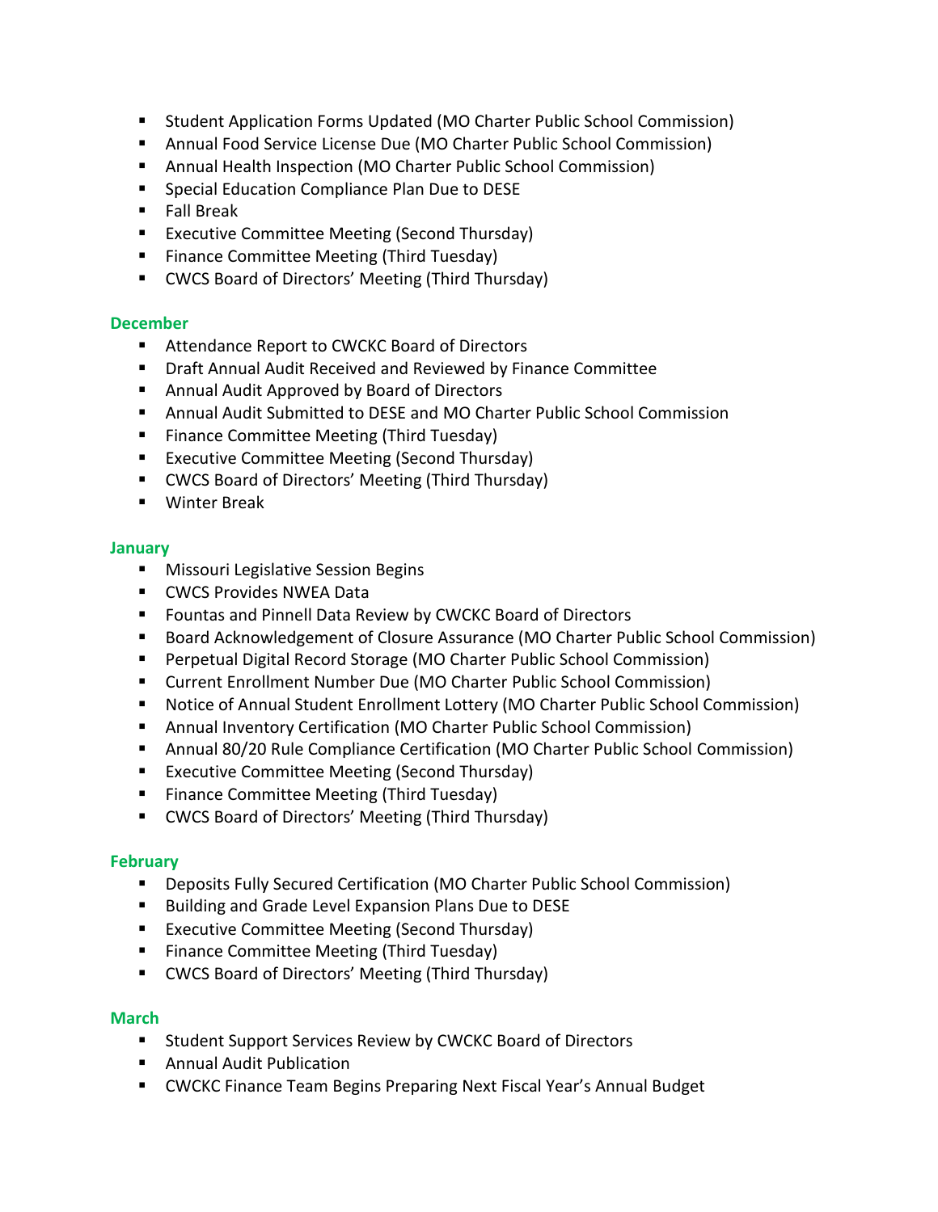- Student Application Forms Updated (MO Charter Public School Commission)
- Annual Food Service License Due (MO Charter Public School Commission)
- Annual Health Inspection (MO Charter Public School Commission)
- Special Education Compliance Plan Due to DESE
- Fall Break
- Executive Committee Meeting (Second Thursday)
- Finance Committee Meeting (Third Tuesday)
- CWCS Board of Directors' Meeting (Third Thursday)

### December

- Attendance Report to CWCKC Board of Directors
- Draft Annual Audit Received and Reviewed by Finance Committee
- Annual Audit Approved by Board of Directors
- Annual Audit Submitted to DESE and MO Charter Public School Commission
- Finance Committee Meeting (Third Tuesday)
- Executive Committee Meeting (Second Thursday)
- CWCS Board of Directors' Meeting (Third Thursday)
- Winter Break

### January

- Missouri Legislative Session Begins
- CWCS Provides NWEA Data
- Fountas and Pinnell Data Review by CWCKC Board of Directors
- Board Acknowledgement of Closure Assurance (MO Charter Public School Commission)
- Perpetual Digital Record Storage (MO Charter Public School Commission)
- Current Enrollment Number Due (MO Charter Public School Commission)
- Notice of Annual Student Enrollment Lottery (MO Charter Public School Commission)
- Annual Inventory Certification (MO Charter Public School Commission)
- Annual 80/20 Rule Compliance Certification (MO Charter Public School Commission)
- Executive Committee Meeting (Second Thursday)
- Finance Committee Meeting (Third Tuesday)
- CWCS Board of Directors' Meeting (Third Thursday)

### February

- Deposits Fully Secured Certification (MO Charter Public School Commission)
- Building and Grade Level Expansion Plans Due to DESE
- Executive Committee Meeting (Second Thursday)
- Finance Committee Meeting (Third Tuesday)
- CWCS Board of Directors' Meeting (Third Thursday)

### March

- Student Support Services Review by CWCKC Board of Directors
- Annual Audit Publication
- CWCKC Finance Team Begins Preparing Next Fiscal Year's Annual Budget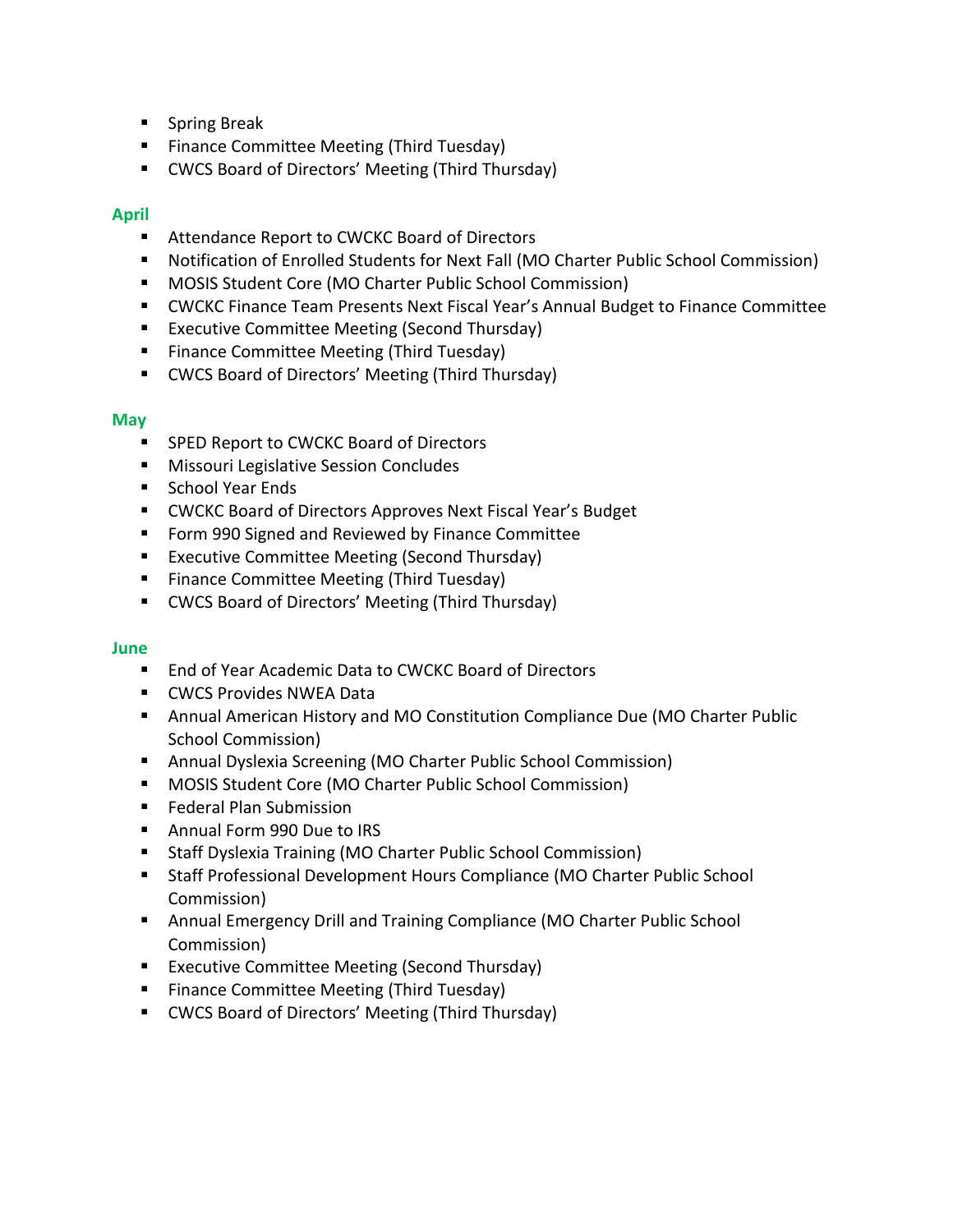- Spring Break
- Finance Committee Meeting (Third Tuesday)
- CWCS Board of Directors' Meeting (Third Thursday)

**April**

- Attendance Report to CWCKC Board of Directors
- Notification of Enrolled Students for Next Fall (MO Charter Public School Commission)
- MOSIS Student Core (MO Charter Public School Commission)
- CWCKC Finance Team Presents Next Fiscal Year's Annual Budget to Finance Committee
- Executive Committee Meeting (Second Thursday)
- Finance Committee Meeting (Third Tuesday)
- CWCS Board of Directors' Meeting (Third Thursday)

**May**

- SPED Report to CWCKC Board of Directors
- Missouri Legislative Session Concludes
- School Year Ends
- CWCKC Board of Directors Approves Next Fiscal Year's Budget
- Form 990 Signed and Reviewed by Finance Committee
- Executive Committee Meeting (Second Thursday)
- Finance Committee Meeting (Third Tuesday)
- CWCS Board of Directors' Meeting (Third Thursday)

**June**

- End of Year Academic Data to CWCKC Board of Directors
- CWCS Provides NWEA Data
- Annual American History and MO Constitution Compliance Due (MO Charter Public School Commission)
- Annual Dyslexia Screening (MO Charter Public School Commission)
- MOSIS Student Core (MO Charter Public School Commission)
- Federal Plan Submission
- Annual Form 990 Due to IRS
- Staff Dyslexia Training (MO Charter Public School Commission)
- Staff Professional Development Hours Compliance (MO Charter Public School Commission)
- Annual Emergency Drill and Training Compliance (MO Charter Public School Commission)
- Executive Committee Meeting (Second Thursday)
- Finance Committee Meeting (Third Tuesday)
- CWCS Board of Directors' Meeting (Third Thursday)